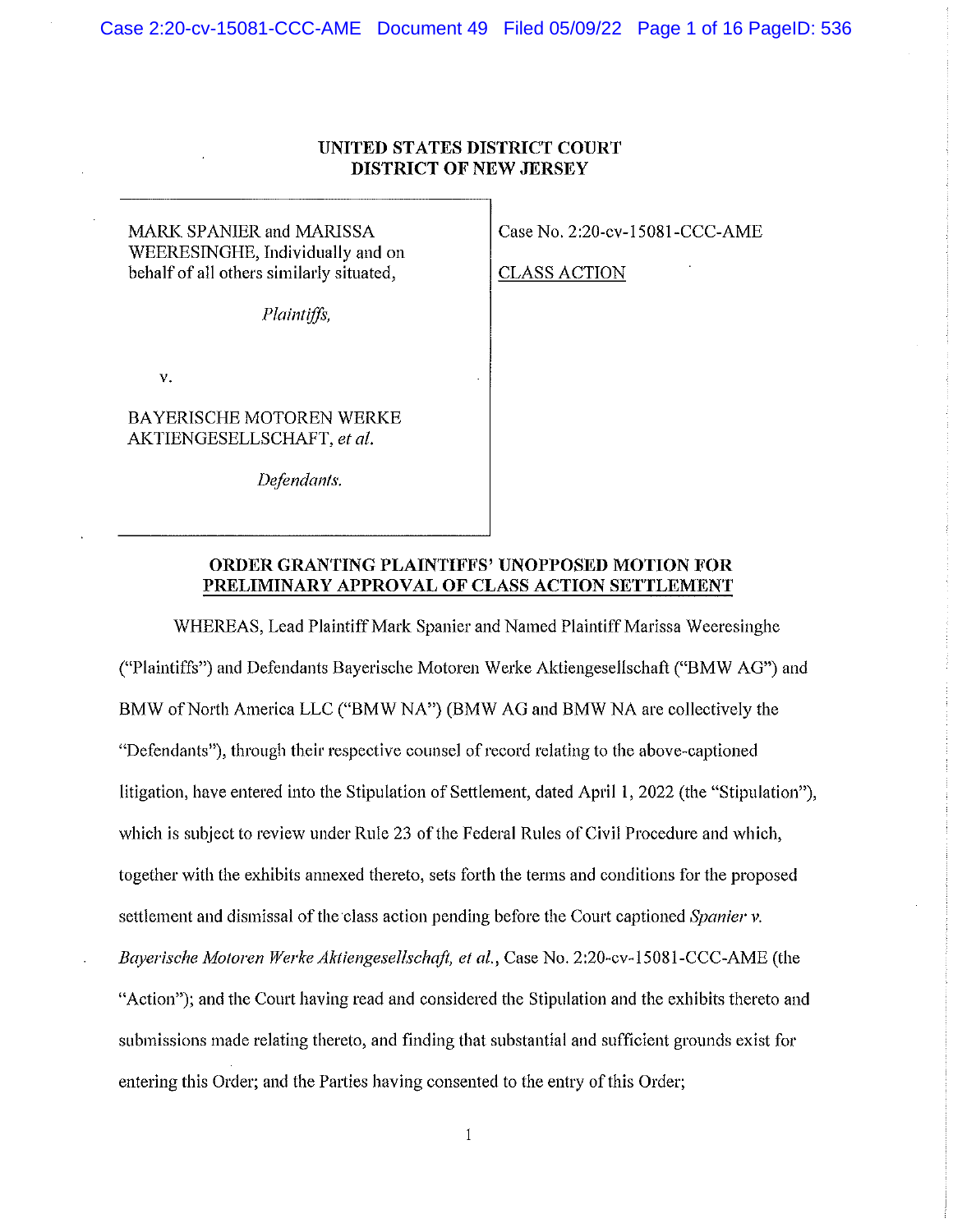UNITED STATES DISTRICT COURT
DISTRICT OF NEW JERSEY

MARK SPANIER and MARISSA WEERESINGHE, Individually and on behalf of all others similarly situated,

*Plaintiffs,*

v.

BAYERISCHE MOTOREN WERKE AKTIENGESELLSCHAFT, *et al.*

*Defendants.*

Case No. 2:20-cv-15081-CCC-AME

CLASS ACTION

**ORDER GRANTING PLAINTIFFS' UNOPPOSED MOTION FOR PRELIMINARY APPROVAL OF CLASS ACTION SETTLEMENT**

WHEREAS, Lead Plaintiff Mark Spanier and Named Plaintiff Marissa Weeresinghe ("Plaintiffs") and Defendants Bayerische Motoren Werke Aktiengesellschaft ("BMW AG") and BMW of North America LLC ("BMW NA") (BMW AG and BMW NA are collectively the "Defendants"), through their respective counsel of record relating to the above-captioned litigation, have entered into the Stipulation of Settlement, dated April 1, 2022 (the "Stipulation"), which is subject to review under Rule 23 of the Federal Rules of Civil Procedure and which, together with the exhibits annexed thereto, sets forth the terms and conditions for the proposed settlement and dismissal of the class action pending before the Court captioned *Spanier v. Bayerische Motoren Werke Aktiengesellschaft, et al.*, Case No. 2:20-cv-15081-CCC-AME (the "Action"); and the Court having read and considered the Stipulation and the exhibits thereto and submissions made relating thereto, and finding that substantial and sufficient grounds exist for entering this Order; and the Parties having consented to the entry of this Order;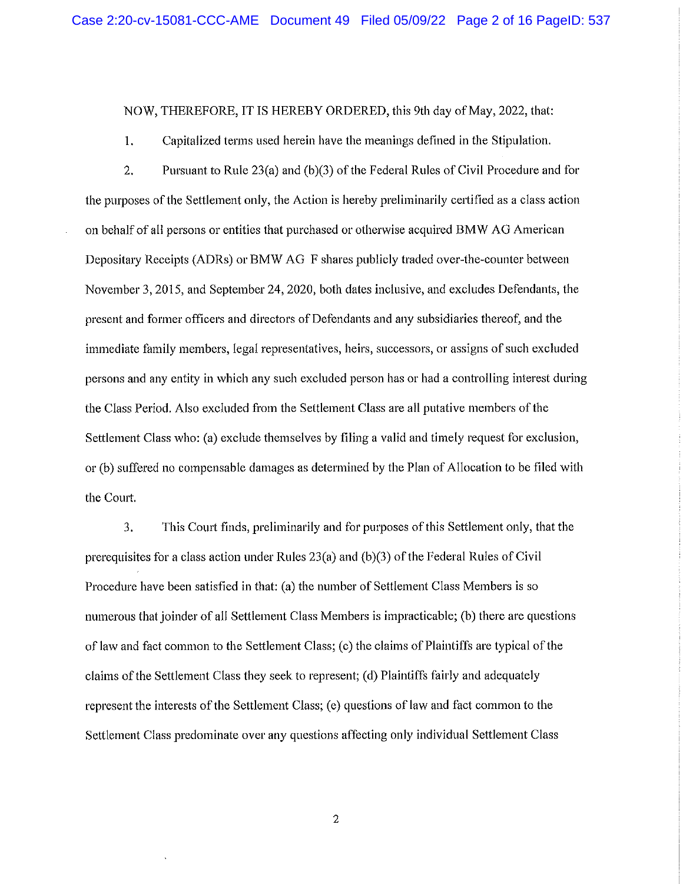NOW, THEREFORE, IT IS HEREBY ORDERED, this 9th day of May, 2022, that:

1. Capitalized terms used herein have the meanings defined in the Stipulation.

2. Pursuant to Rule 23(a) and (b)(3) of the Federal Rules of Civil Procedure and for the purposes of the Settlement only, the Action is hereby preliminarily certified as a class action on behalf of all persons or entities that purchased or otherwise acquired BMW AG American Depositary Receipts (ADRs) or BMW AG F shares publicly traded over-the-counter between November 3, 2015, and September 24, 2020, both dates inclusive, and excludes Defendants, the present and former officers and directors of Defendants and any subsidiaries thereof, and the immediate family members, legal representatives, heirs, successors, or assigns of such excluded persons and any entity in which any such excluded person has or had a controlling interest during the Class Period. Also excluded from the Settlement Class are all putative members of the Settlement Class who: (a) exclude themselves by filing a valid and timely request for exclusion, or (b) suffered no compensable damages as determined by the Plan of Allocation to be filed with the Court.

3. This Court finds, preliminarily and for purposes of this Settlement only, that the prerequisites for a class action under Rules 23(a) and (b)(3) of the Federal Rules of Civil Procedure have been satisfied in that: (a) the number of Settlement Class Members is so numerous that joinder of all Settlement Class Members is impracticable; (b) there are questions of law and fact common to the Settlement Class; (c) the claims of Plaintiffs are typical of the claims of the Settlement Class they seek to represent; (d) Plaintiffs fairly and adequately represent the interests of the Settlement Class; (e) questions of law and fact common to the Settlement Class predominate over any questions affecting only individual Settlement Class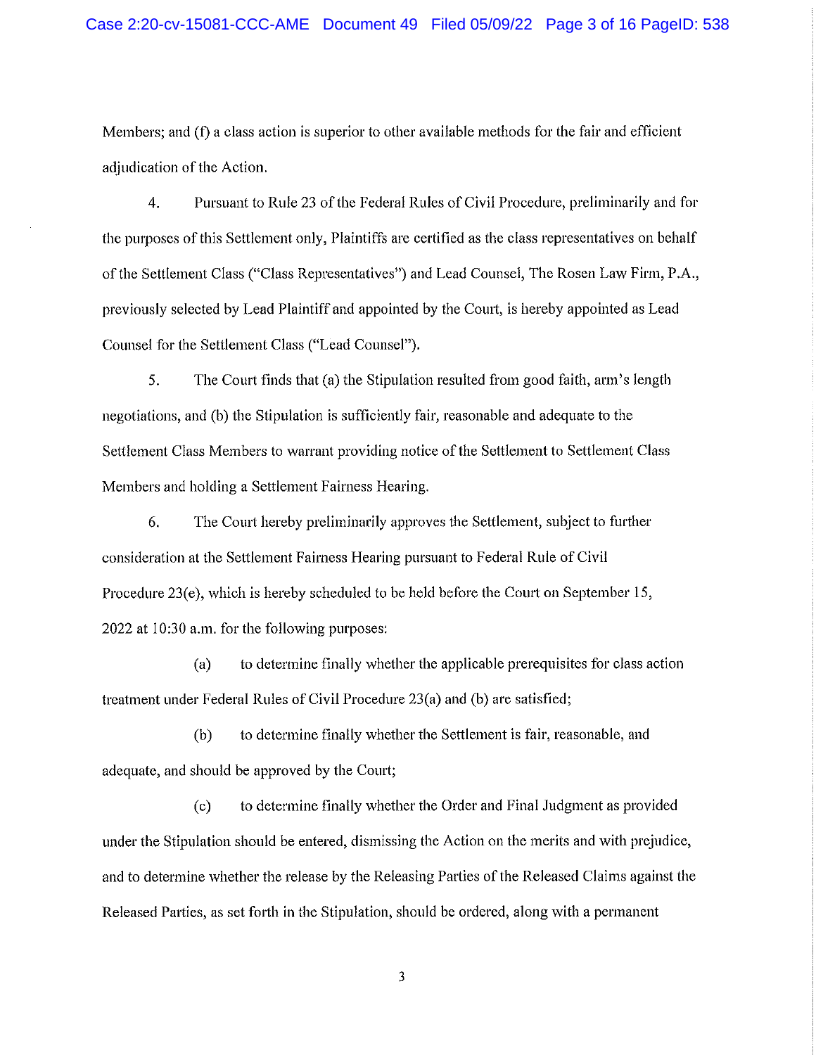Members; and (f) a class action is superior to other available methods for the fair and efficient adjudication of the Action.

4. Pursuant to Rule 23 of the Federal Rules of Civil Procedure, preliminarily and for the purposes of this Settlement only, Plaintiffs are certified as the class representatives on behalf of the Settlement Class ("Class Representatives") and Lead Counsel, The Rosen Law Firm, P.A., previously selected by Lead Plaintiff and appointed by the Court, is hereby appointed as Lead Counsel for the Settlement Class ("Lead Counsel").

5. The Court finds that (a) the Stipulation resulted from good faith, arm's length negotiations, and (b) the Stipulation is sufficiently fair, reasonable and adequate to the Settlement Class Members to warrant providing notice of the Settlement to Settlement Class Members and holding a Settlement Fairness Hearing.

6. The Court hereby preliminarily approves the Settlement, subject to further consideration at the Settlement Fairness Hearing pursuant to Federal Rule of Civil Procedure 23(e), which is hereby scheduled to be held before the Court on September 15, 2022 at 10:30 a.m. for the following purposes:

(a) to determine finally whether the applicable prerequisites for class action treatment under Federal Rules of Civil Procedure 23(a) and (b) are satisfied;

(b) to determine finally whether the Settlement is fair, reasonable, and adequate, and should be approved by the Court;

(c) to determine finally whether the Order and Final Judgment as provided under the Stipulation should be entered, dismissing the Action on the merits and with prejudice, and to determine whether the release by the Releasing Parties of the Released Claims against the Released Parties, as set forth in the Stipulation, should be ordered, along with a permanent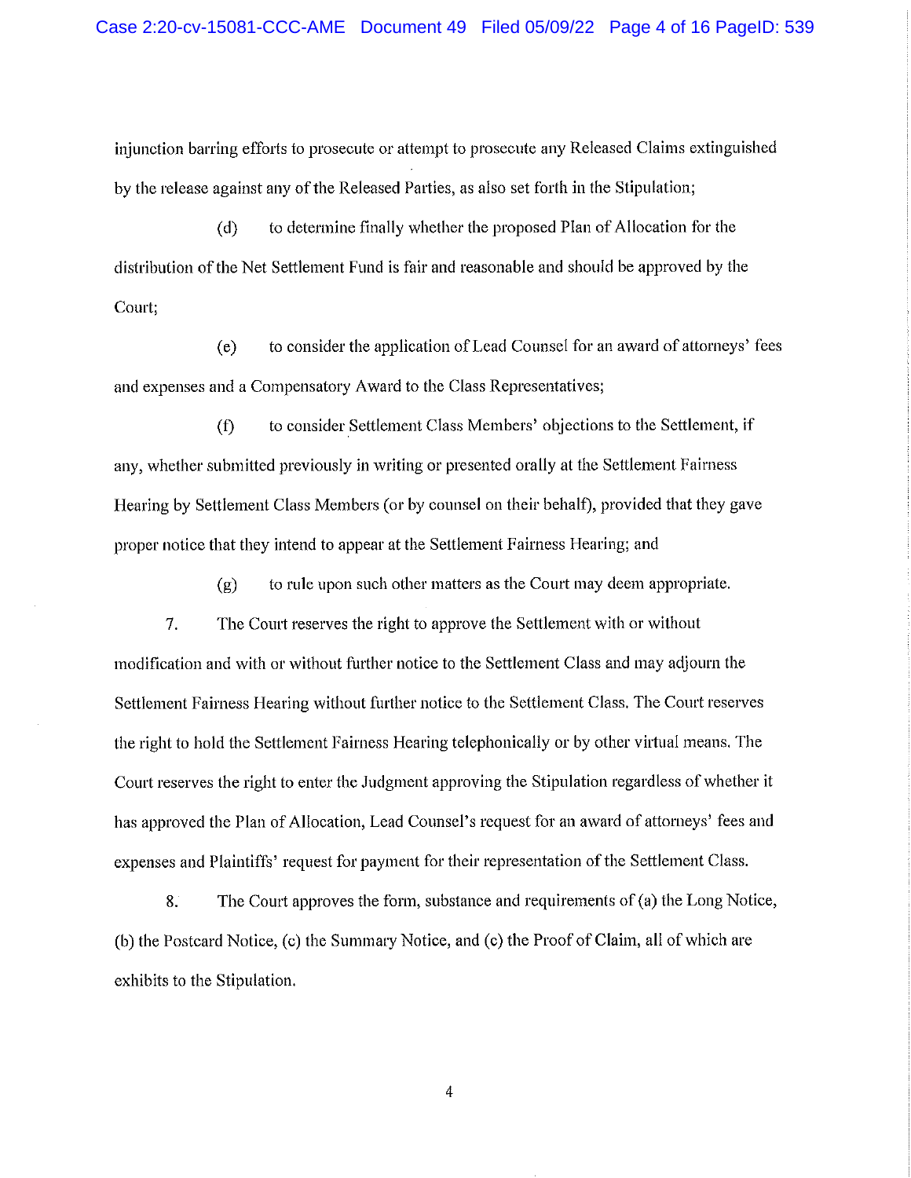injunction barring efforts to prosecute or attempt to prosecute any Released Claims extinguished by the release against any of the Released Parties, as also set forth in the Stipulation;

(d) to determine finally whether the proposed Plan of Allocation for the distribution of the Net Settlement Fund is fair and reasonable and should be approved by the Court;

(e) to consider the application of Lead Counsel for an award of attorneys' fees and expenses and a Compensatory Award to the Class Representatives;

(f) to consider Settlement Class Members' objections to the Settlement, if any, whether submitted previously in writing or presented orally at the Settlement Fairness Hearing by Settlement Class Members (or by counsel on their behalf), provided that they gave proper notice that they intend to appear at the Settlement Fairness Hearing; and

(g) to rule upon such other matters as the Court may deem appropriate.

7. The Court reserves the right to approve the Settlement with or without modification and with or without further notice to the Settlement Class and may adjourn the Settlement Fairness Hearing without further notice to the Settlement Class. The Court reserves the right to hold the Settlement Fairness Hearing telephonically or by other virtual means. The Court reserves the right to enter the Judgment approving the Stipulation regardless of whether it has approved the Plan of Allocation, Lead Counsel's request for an award of attorneys' fees and expenses and Plaintiffs' request for payment for their representation of the Settlement Class.

8. The Court approves the form, substance and requirements of (a) the Long Notice, (b) the Postcard Notice, (c) the Summary Notice, and (c) the Proof of Claim, all of which are exhibits to the Stipulation.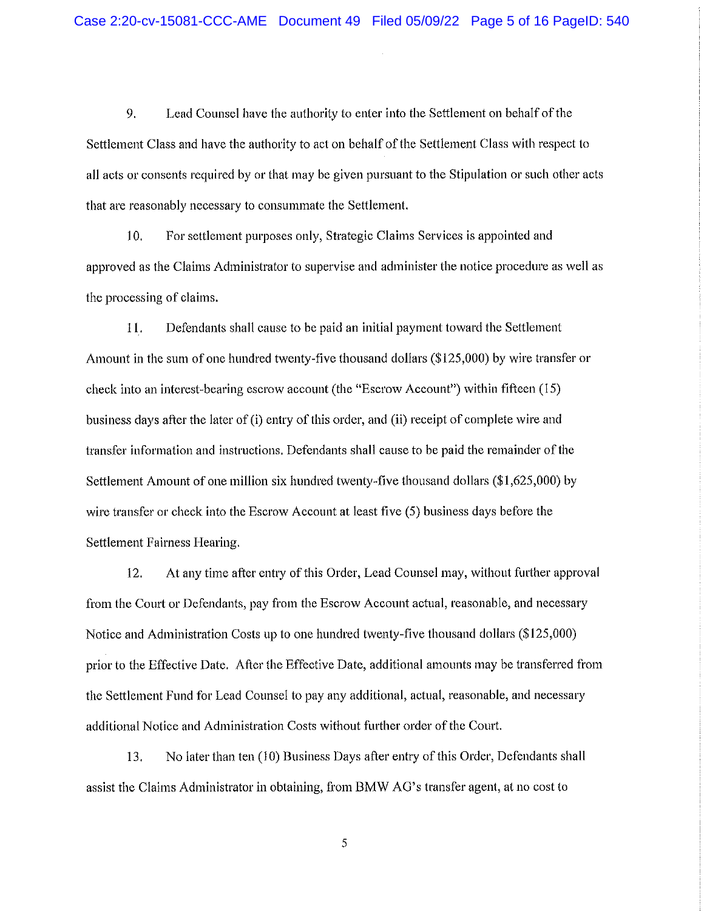9. Lead Counsel have the authority to enter into the Settlement on behalf of the Settlement Class and have the authority to act on behalf of the Settlement Class with respect to all acts or consents required by or that may be given pursuant to the Stipulation or such other acts that are reasonably necessary to consummate the Settlement.

10. For settlement purposes only, Strategic Claims Services is appointed and approved as the Claims Administrator to supervise and administer the notice procedure as well as the processing of claims.

11. Defendants shall cause to be paid an initial payment toward the Settlement Amount in the sum of one hundred twenty-five thousand dollars ($125,000) by wire transfer or check into an interest-bearing escrow account (the "Escrow Account") within fifteen (15) business days after the later of (i) entry of this order, and (ii) receipt of complete wire and transfer information and instructions. Defendants shall cause to be paid the remainder of the Settlement Amount of one million six hundred twenty-five thousand dollars ($1,625,000) by wire transfer or check into the Escrow Account at least five (5) business days before the Settlement Fairness Hearing.

12. At any time after entry of this Order, Lead Counsel may, without further approval from the Court or Defendants, pay from the Escrow Account actual, reasonable, and necessary Notice and Administration Costs up to one hundred twenty-five thousand dollars ($125,000) prior to the Effective Date. After the Effective Date, additional amounts may be transferred from the Settlement Fund for Lead Counsel to pay any additional, actual, reasonable, and necessary additional Notice and Administration Costs without further order of the Court.

13. No later than ten (10) Business Days after entry of this Order, Defendants shall assist the Claims Administrator in obtaining, from BMW AG's transfer agent, at no cost to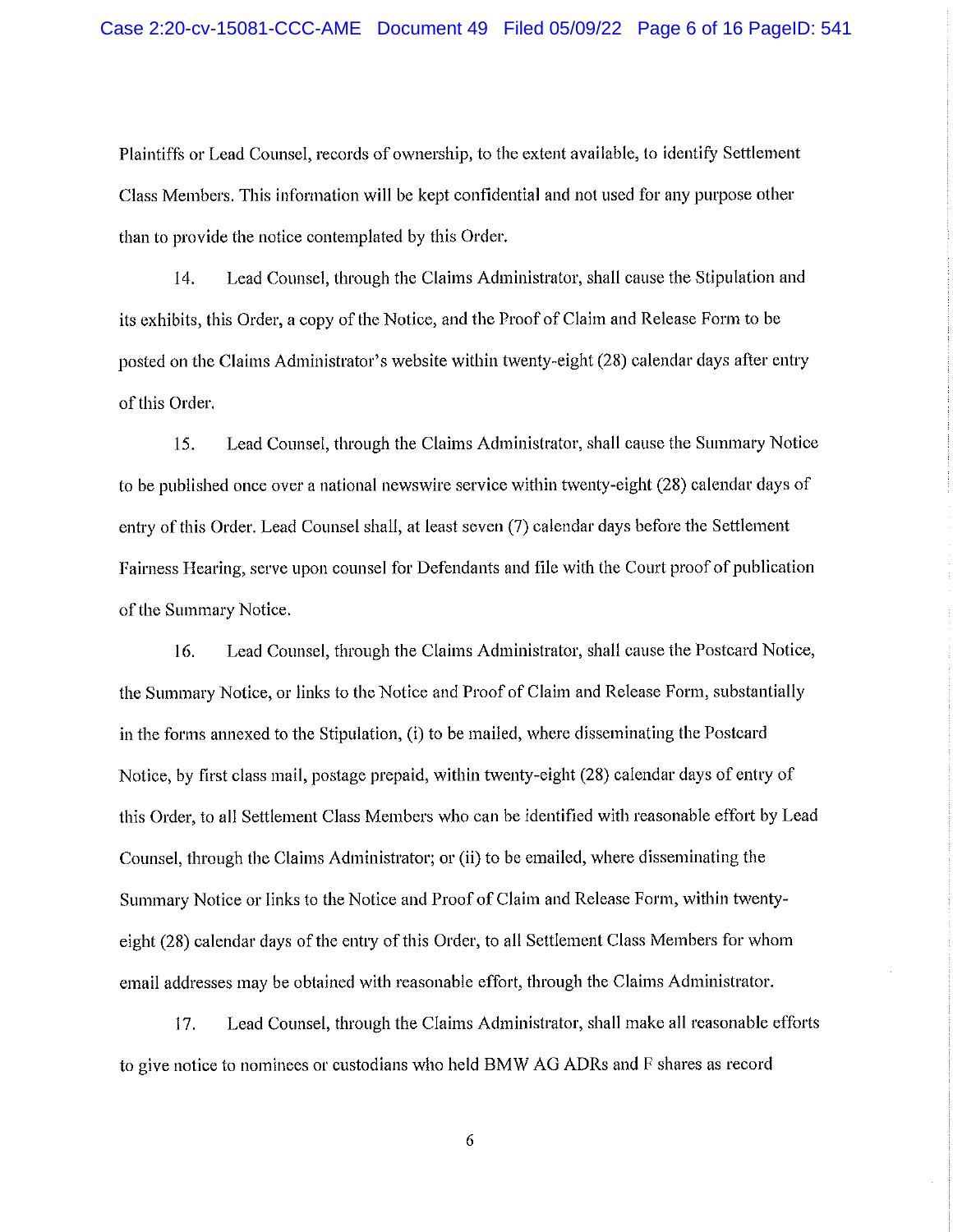Plaintiffs or Lead Counsel, records of ownership, to the extent available, to identify Settlement Class Members. This information will be kept confidential and not used for any purpose other than to provide the notice contemplated by this Order.

14. Lead Counsel, through the Claims Administrator, shall cause the Stipulation and its exhibits, this Order, a copy of the Notice, and the Proof of Claim and Release Form to be posted on the Claims Administrator's website within twenty-eight (28) calendar days after entry of this Order.

15. Lead Counsel, through the Claims Administrator, shall cause the Summary Notice to be published once over a national newswire service within twenty-eight (28) calendar days of entry of this Order. Lead Counsel shall, at least seven (7) calendar days before the Settlement Fairness Hearing, serve upon counsel for Defendants and file with the Court proof of publication of the Summary Notice.

16. Lead Counsel, through the Claims Administrator, shall cause the Postcard Notice, the Summary Notice, or links to the Notice and Proof of Claim and Release Form, substantially in the forms annexed to the Stipulation, (i) to be mailed, where disseminating the Postcard Notice, by first class mail, postage prepaid, within twenty-eight (28) calendar days of entry of this Order, to all Settlement Class Members who can be identified with reasonable effort by Lead Counsel, through the Claims Administrator; or (ii) to be emailed, where disseminating the Summary Notice or links to the Notice and Proof of Claim and Release Form, within twenty-eight (28) calendar days of the entry of this Order, to all Settlement Class Members for whom email addresses may be obtained with reasonable effort, through the Claims Administrator.

17. Lead Counsel, through the Claims Administrator, shall make all reasonable efforts to give notice to nominees or custodians who held BMW AG ADRs and F shares as record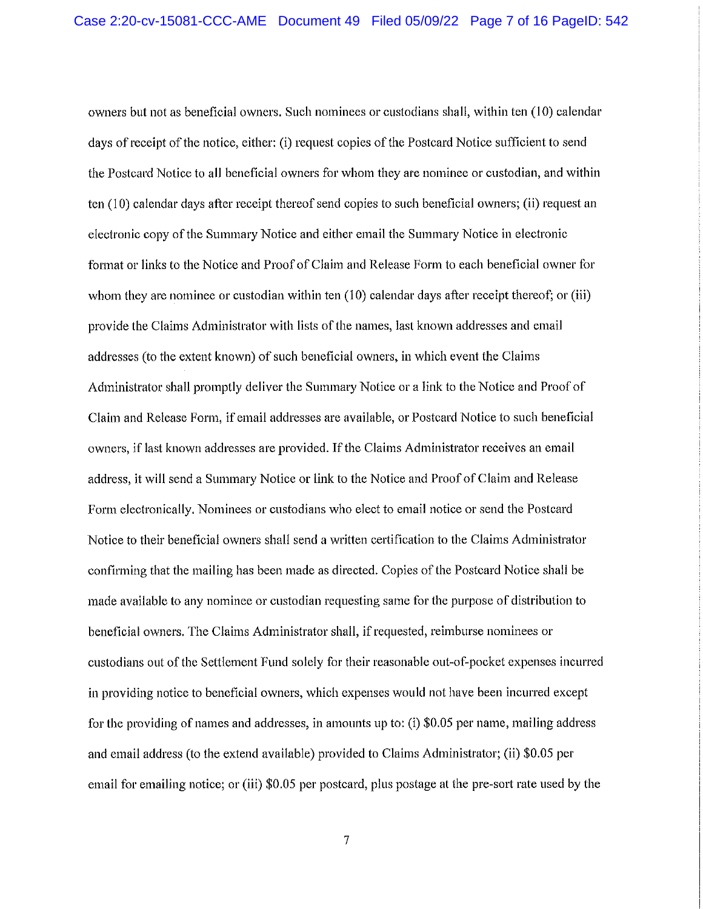owners but not as beneficial owners. Such nominees or custodians shall, within ten (10) calendar days of receipt of the notice, either: (i) request copies of the Postcard Notice sufficient to send the Postcard Notice to all beneficial owners for whom they are nominee or custodian, and within ten (10) calendar days after receipt thereof send copies to such beneficial owners; (ii) request an electronic copy of the Summary Notice and either email the Summary Notice in electronic format or links to the Notice and Proof of Claim and Release Form to each beneficial owner for whom they are nominee or custodian within ten (10) calendar days after receipt thereof; or (iii) provide the Claims Administrator with lists of the names, last known addresses and email addresses (to the extent known) of such beneficial owners, in which event the Claims Administrator shall promptly deliver the Summary Notice or a link to the Notice and Proof of Claim and Release Form, if email addresses are available, or Postcard Notice to such beneficial owners, if last known addresses are provided. If the Claims Administrator receives an email address, it will send a Summary Notice or link to the Notice and Proof of Claim and Release Form electronically. Nominees or custodians who elect to email notice or send the Postcard Notice to their beneficial owners shall send a written certification to the Claims Administrator confirming that the mailing has been made as directed. Copies of the Postcard Notice shall be made available to any nominee or custodian requesting same for the purpose of distribution to beneficial owners. The Claims Administrator shall, if requested, reimburse nominees or custodians out of the Settlement Fund solely for their reasonable out-of-pocket expenses incurred in providing notice to beneficial owners, which expenses would not have been incurred except for the providing of names and addresses, in amounts up to: (i) $0.05 per name, mailing address and email address (to the extend available) provided to Claims Administrator; (ii) $0.05 per email for emailing notice; or (iii) $0.05 per postcard, plus postage at the pre-sort rate used by the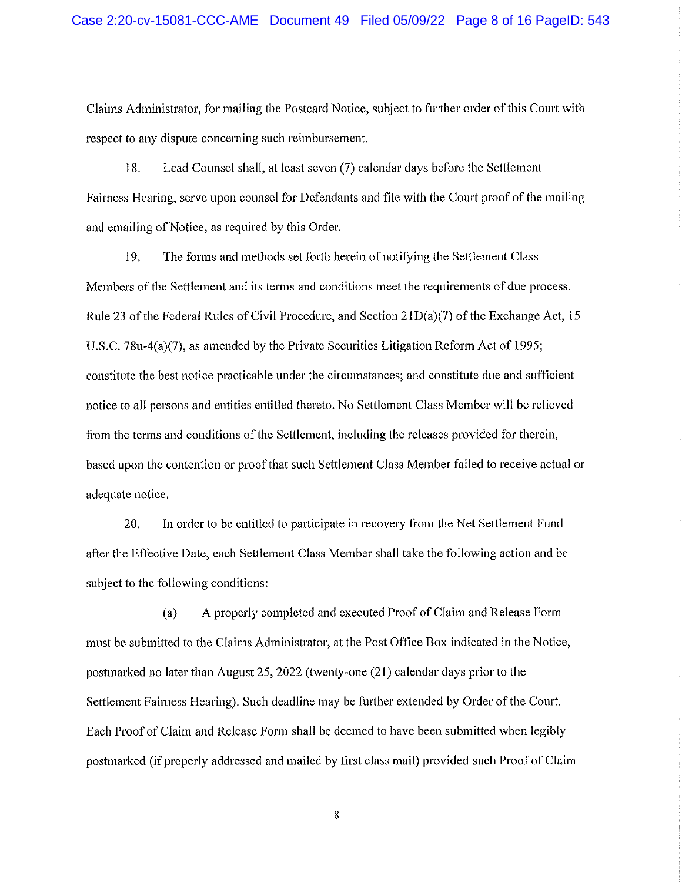Claims Administrator, for mailing the Postcard Notice, subject to further order of this Court with respect to any dispute concerning such reimbursement.

18. Lead Counsel shall, at least seven (7) calendar days before the Settlement Fairness Hearing, serve upon counsel for Defendants and file with the Court proof of the mailing and emailing of Notice, as required by this Order.

19. The forms and methods set forth herein of notifying the Settlement Class Members of the Settlement and its terms and conditions meet the requirements of due process, Rule 23 of the Federal Rules of Civil Procedure, and Section 21D(a)(7) of the Exchange Act, 15 U.S.C. 78u-4(a)(7), as amended by the Private Securities Litigation Reform Act of 1995; constitute the best notice practicable under the circumstances; and constitute due and sufficient notice to all persons and entities entitled thereto. No Settlement Class Member will be relieved from the terms and conditions of the Settlement, including the releases provided for therein, based upon the contention or proof that such Settlement Class Member failed to receive actual or adequate notice.

20. In order to be entitled to participate in recovery from the Net Settlement Fund after the Effective Date, each Settlement Class Member shall take the following action and be subject to the following conditions:

(a) A properly completed and executed Proof of Claim and Release Form must be submitted to the Claims Administrator, at the Post Office Box indicated in the Notice, postmarked no later than August 25, 2022 (twenty-one (21) calendar days prior to the Settlement Fairness Hearing). Such deadline may be further extended by Order of the Court. Each Proof of Claim and Release Form shall be deemed to have been submitted when legibly postmarked (if properly addressed and mailed by first class mail) provided such Proof of Claim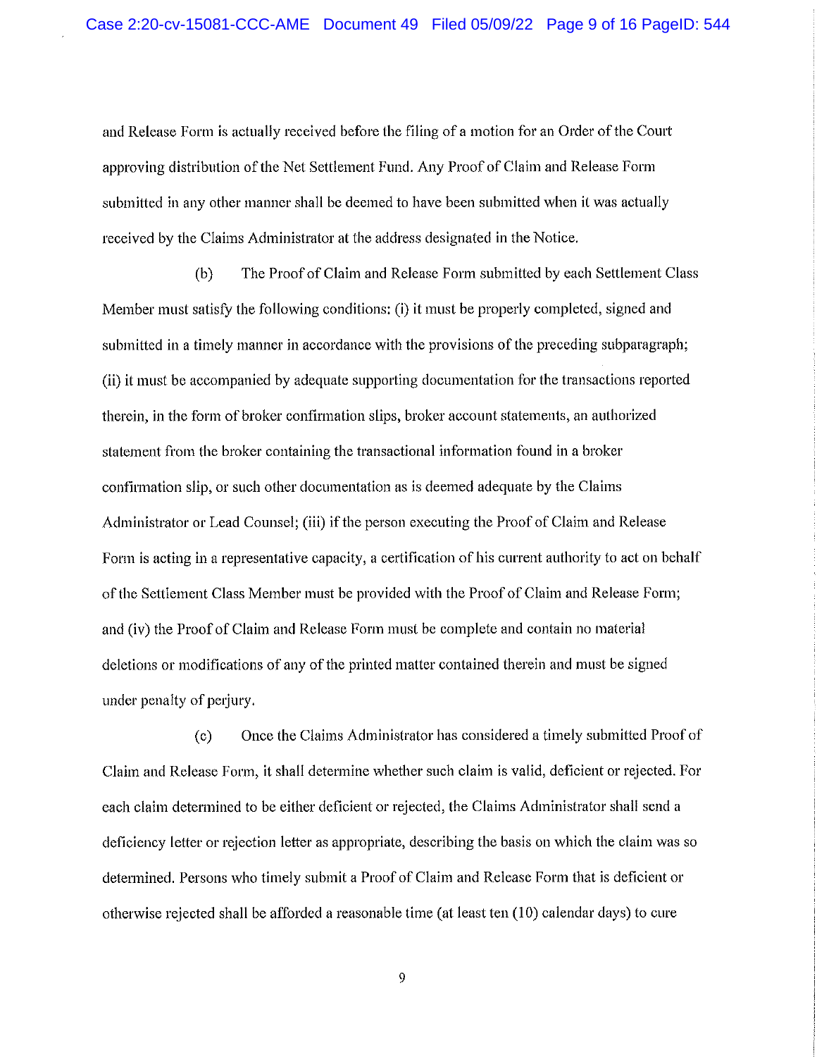and Release Form is actually received before the filing of a motion for an Order of the Court approving distribution of the Net Settlement Fund. Any Proof of Claim and Release Form submitted in any other manner shall be deemed to have been submitted when it was actually received by the Claims Administrator at the address designated in the Notice.

(b) The Proof of Claim and Release Form submitted by each Settlement Class Member must satisfy the following conditions: (i) it must be properly completed, signed and submitted in a timely manner in accordance with the provisions of the preceding subparagraph; (ii) it must be accompanied by adequate supporting documentation for the transactions reported therein, in the form of broker confirmation slips, broker account statements, an authorized statement from the broker containing the transactional information found in a broker confirmation slip, or such other documentation as is deemed adequate by the Claims Administrator or Lead Counsel; (iii) if the person executing the Proof of Claim and Release Form is acting in a representative capacity, a certification of his current authority to act on behalf of the Settlement Class Member must be provided with the Proof of Claim and Release Form; and (iv) the Proof of Claim and Release Form must be complete and contain no material deletions or modifications of any of the printed matter contained therein and must be signed under penalty of perjury.

(c) Once the Claims Administrator has considered a timely submitted Proof of Claim and Release Form, it shall determine whether such claim is valid, deficient or rejected. For each claim determined to be either deficient or rejected, the Claims Administrator shall send a deficiency letter or rejection letter as appropriate, describing the basis on which the claim was so determined. Persons who timely submit a Proof of Claim and Release Form that is deficient or otherwise rejected shall be afforded a reasonable time (at least ten (10) calendar days) to cure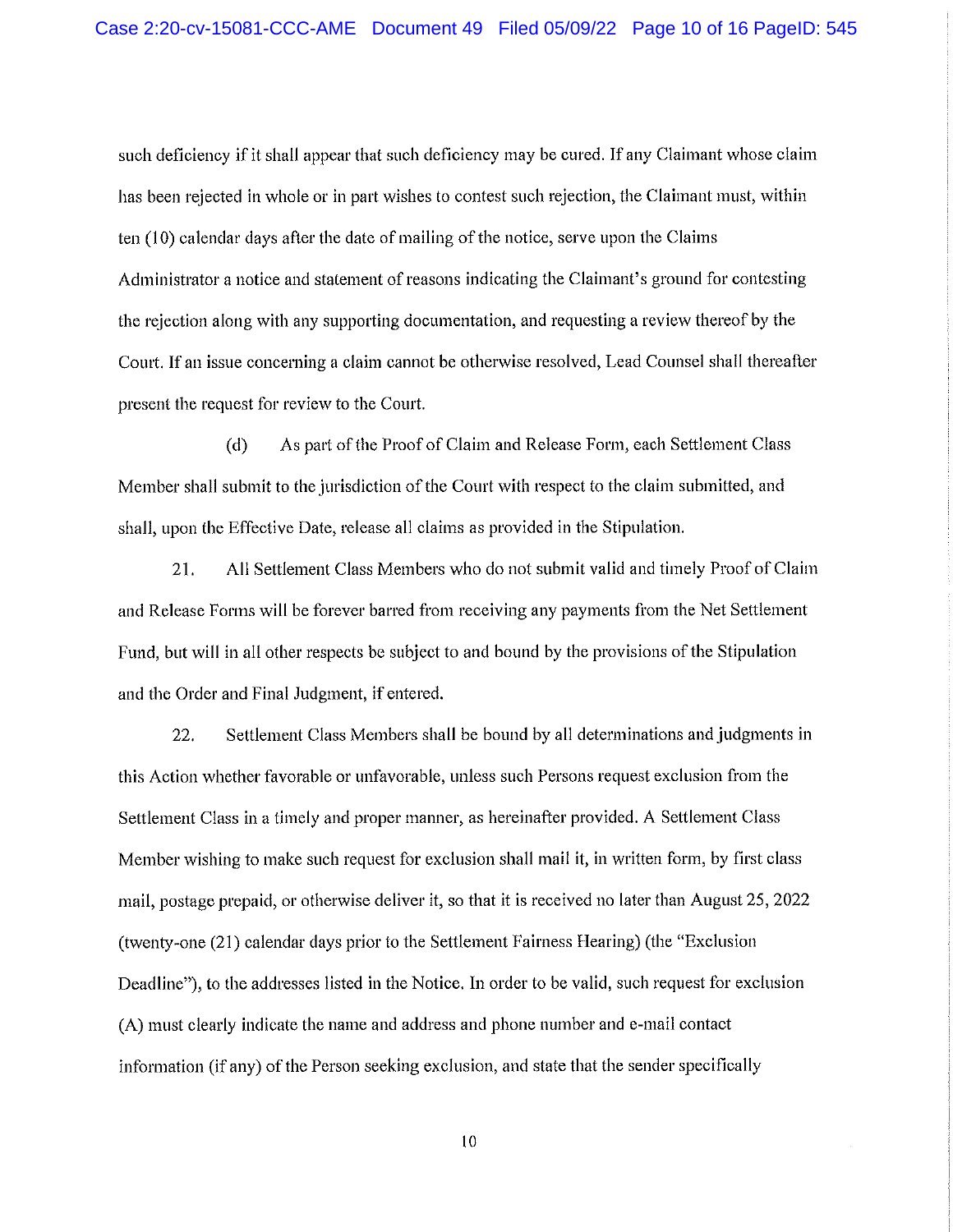such deficiency if it shall appear that such deficiency may be cured. If any Claimant whose claim has been rejected in whole or in part wishes to contest such rejection, the Claimant must, within ten (10) calendar days after the date of mailing of the notice, serve upon the Claims Administrator a notice and statement of reasons indicating the Claimant's ground for contesting the rejection along with any supporting documentation, and requesting a review thereof by the Court. If an issue concerning a claim cannot be otherwise resolved, Lead Counsel shall thereafter present the request for review to the Court.

(d) As part of the Proof of Claim and Release Form, each Settlement Class Member shall submit to the jurisdiction of the Court with respect to the claim submitted, and shall, upon the Effective Date, release all claims as provided in the Stipulation.

21. All Settlement Class Members who do not submit valid and timely Proof of Claim and Release Forms will be forever barred from receiving any payments from the Net Settlement Fund, but will in all other respects be subject to and bound by the provisions of the Stipulation and the Order and Final Judgment, if entered.

22. Settlement Class Members shall be bound by all determinations and judgments in this Action whether favorable or unfavorable, unless such Persons request exclusion from the Settlement Class in a timely and proper manner, as hereinafter provided. A Settlement Class Member wishing to make such request for exclusion shall mail it, in written form, by first class mail, postage prepaid, or otherwise deliver it, so that it is received no later than August 25, 2022 (twenty-one (21) calendar days prior to the Settlement Fairness Hearing) (the "Exclusion Deadline"), to the addresses listed in the Notice. In order to be valid, such request for exclusion (A) must clearly indicate the name and address and phone number and e-mail contact information (if any) of the Person seeking exclusion, and state that the sender specifically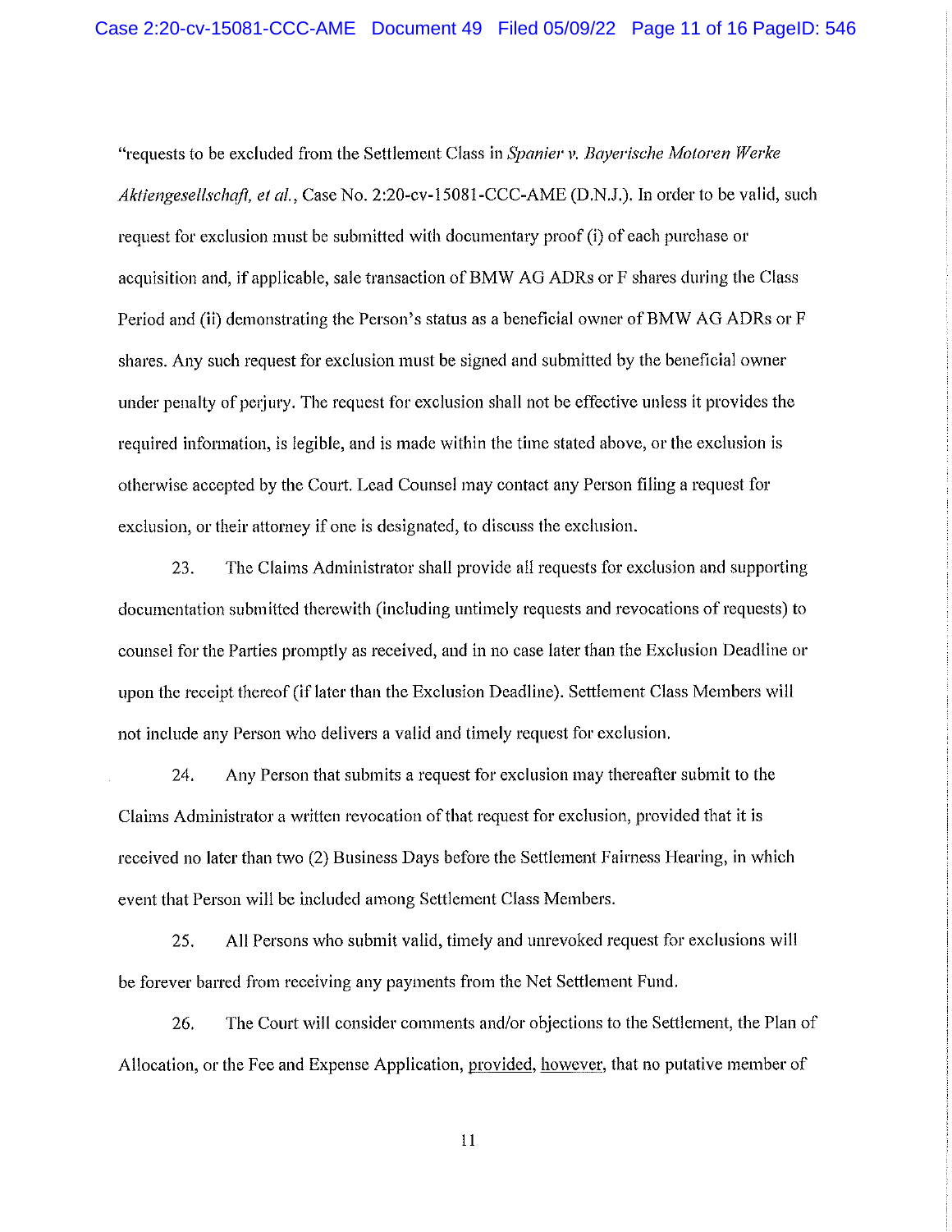"requests to be excluded from the Settlement Class in *Spanier v. Bayerische Motoren Werke Aktiengesellschaft, et al.*, Case No. 2:20-cv-15081-CCC-AME (D.N.J.). In order to be valid, such request for exclusion must be submitted with documentary proof (i) of each purchase or acquisition and, if applicable, sale transaction of BMW AG ADRs or F shares during the Class Period and (ii) demonstrating the Person's status as a beneficial owner of BMW AG ADRs or F shares. Any such request for exclusion must be signed and submitted by the beneficial owner under penalty of perjury. The request for exclusion shall not be effective unless it provides the required information, is legible, and is made within the time stated above, or the exclusion is otherwise accepted by the Court. Lead Counsel may contact any Person filing a request for exclusion, or their attorney if one is designated, to discuss the exclusion.

23. The Claims Administrator shall provide all requests for exclusion and supporting documentation submitted therewith (including untimely requests and revocations of requests) to counsel for the Parties promptly as received, and in no case later than the Exclusion Deadline or upon the receipt thereof (if later than the Exclusion Deadline). Settlement Class Members will not include any Person who delivers a valid and timely request for exclusion.

24. Any Person that submits a request for exclusion may thereafter submit to the Claims Administrator a written revocation of that request for exclusion, provided that it is received no later than two (2) Business Days before the Settlement Fairness Hearing, in which event that Person will be included among Settlement Class Members.

25. All Persons who submit valid, timely and unrevoked request for exclusions will be forever barred from receiving any payments from the Net Settlement Fund.

26. The Court will consider comments and/or objections to the Settlement, the Plan of Allocation, or the Fee and Expense Application, provided, however, that no putative member of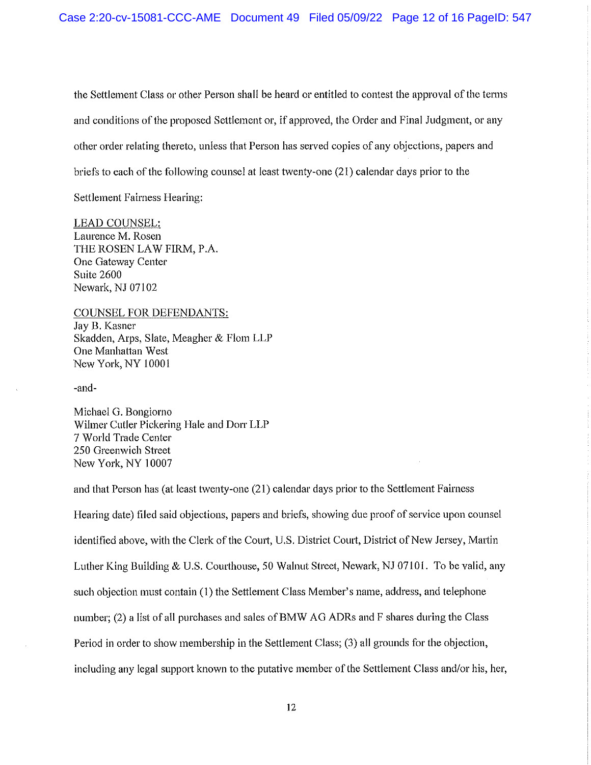the Settlement Class or other Person shall be heard or entitled to contest the approval of the terms and conditions of the proposed Settlement or, if approved, the Order and Final Judgment, or any other order relating thereto, unless that Person has served copies of any objections, papers and briefs to each of the following counsel at least twenty-one (21) calendar days prior to the Settlement Fairness Hearing:

LEAD COUNSEL:
Laurence M. Rosen
THE ROSEN LAW FIRM, P.A.
One Gateway Center
Suite 2600
Newark, NJ 07102

COUNSEL FOR DEFENDANTS:
Jay B. Kasner
Skadden, Arps, Slate, Meagher & Flom LLP
One Manhattan West
New York, NY 10001

-and-

Michael G. Bongiorno
Wilmer Cutler Pickering Hale and Dorr LLP
7 World Trade Center
250 Greenwich Street
New York, NY 10007

and that Person has (at least twenty-one (21) calendar days prior to the Settlement Fairness Hearing date) filed said objections, papers and briefs, showing due proof of service upon counsel identified above, with the Clerk of the Court, U.S. District Court, District of New Jersey, Martin Luther King Building & U.S. Courthouse, 50 Walnut Street, Newark, NJ 07101. To be valid, any such objection must contain (1) the Settlement Class Member's name, address, and telephone number; (2) a list of all purchases and sales of BMW AG ADRs and F shares during the Class Period in order to show membership in the Settlement Class; (3) all grounds for the objection, including any legal support known to the putative member of the Settlement Class and/or his, her,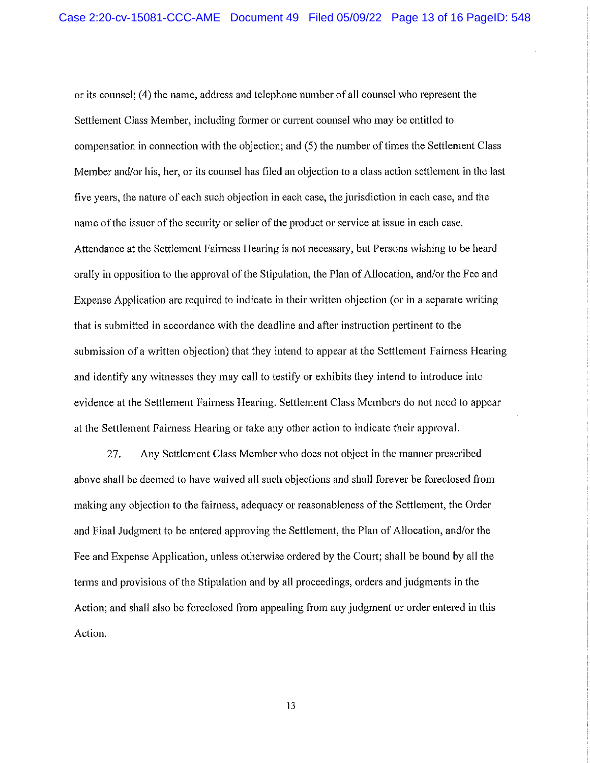or its counsel; (4) the name, address and telephone number of all counsel who represent the Settlement Class Member, including former or current counsel who may be entitled to compensation in connection with the objection; and (5) the number of times the Settlement Class Member and/or his, her, or its counsel has filed an objection to a class action settlement in the last five years, the nature of each such objection in each case, the jurisdiction in each case, and the name of the issuer of the security or seller of the product or service at issue in each case. Attendance at the Settlement Fairness Hearing is not necessary, but Persons wishing to be heard orally in opposition to the approval of the Stipulation, the Plan of Allocation, and/or the Fee and Expense Application are required to indicate in their written objection (or in a separate writing that is submitted in accordance with the deadline and after instruction pertinent to the submission of a written objection) that they intend to appear at the Settlement Fairness Hearing and identify any witnesses they may call to testify or exhibits they intend to introduce into evidence at the Settlement Fairness Hearing. Settlement Class Members do not need to appear at the Settlement Fairness Hearing or take any other action to indicate their approval.

27. Any Settlement Class Member who does not object in the manner prescribed above shall be deemed to have waived all such objections and shall forever be foreclosed from making any objection to the fairness, adequacy or reasonableness of the Settlement, the Order and Final Judgment to be entered approving the Settlement, the Plan of Allocation, and/or the Fee and Expense Application, unless otherwise ordered by the Court; shall be bound by all the terms and provisions of the Stipulation and by all proceedings, orders and judgments in the Action; and shall also be foreclosed from appealing from any judgment or order entered in this Action.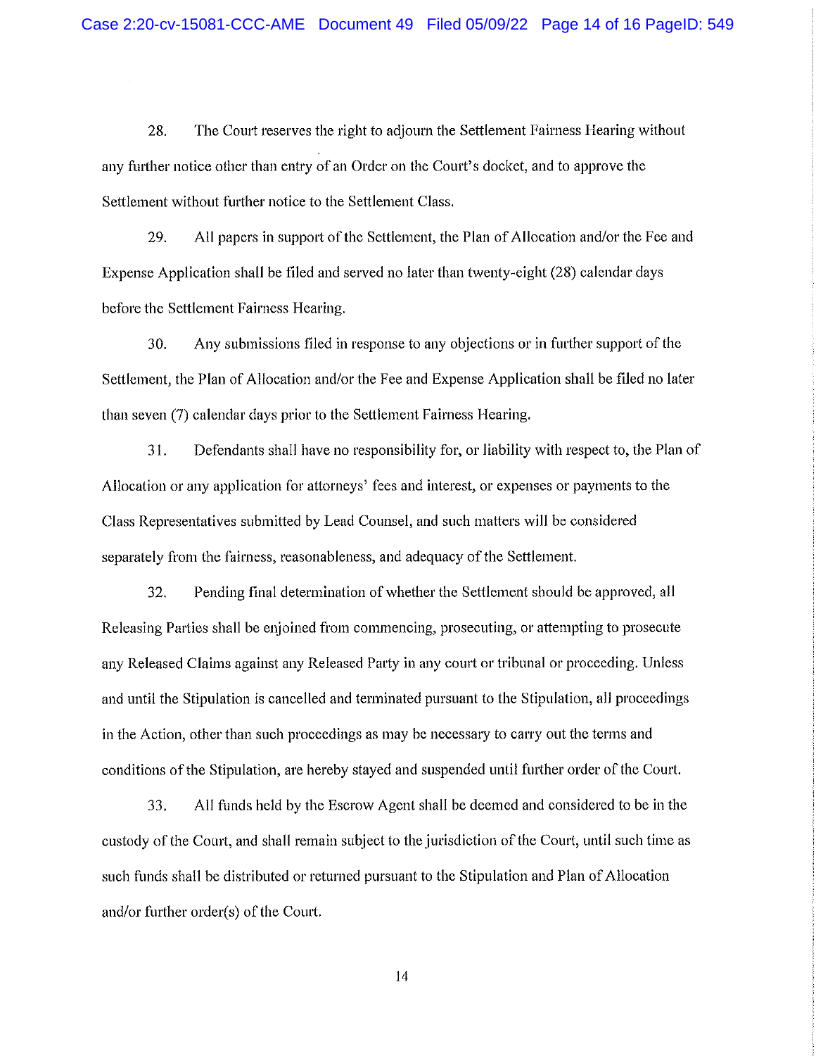28. The Court reserves the right to adjourn the Settlement Fairness Hearing without any further notice other than entry of an Order on the Court's docket, and to approve the Settlement without further notice to the Settlement Class.

29. All papers in support of the Settlement, the Plan of Allocation and/or the Fee and Expense Application shall be filed and served no later than twenty-eight (28) calendar days before the Settlement Fairness Hearing.

30. Any submissions filed in response to any objections or in further support of the Settlement, the Plan of Allocation and/or the Fee and Expense Application shall be filed no later than seven (7) calendar days prior to the Settlement Fairness Hearing.

31. Defendants shall have no responsibility for, or liability with respect to, the Plan of Allocation or any application for attorneys' fees and interest, or expenses or payments to the Class Representatives submitted by Lead Counsel, and such matters will be considered separately from the fairness, reasonableness, and adequacy of the Settlement.

32. Pending final determination of whether the Settlement should be approved, all Releasing Parties shall be enjoined from commencing, prosecuting, or attempting to prosecute any Released Claims against any Released Party in any court or tribunal or proceeding. Unless and until the Stipulation is cancelled and terminated pursuant to the Stipulation, all proceedings in the Action, other than such proceedings as may be necessary to carry out the terms and conditions of the Stipulation, are hereby stayed and suspended until further order of the Court.

33. All funds held by the Escrow Agent shall be deemed and considered to be in the custody of the Court, and shall remain subject to the jurisdiction of the Court, until such time as such funds shall be distributed or returned pursuant to the Stipulation and Plan of Allocation and/or further order(s) of the Court.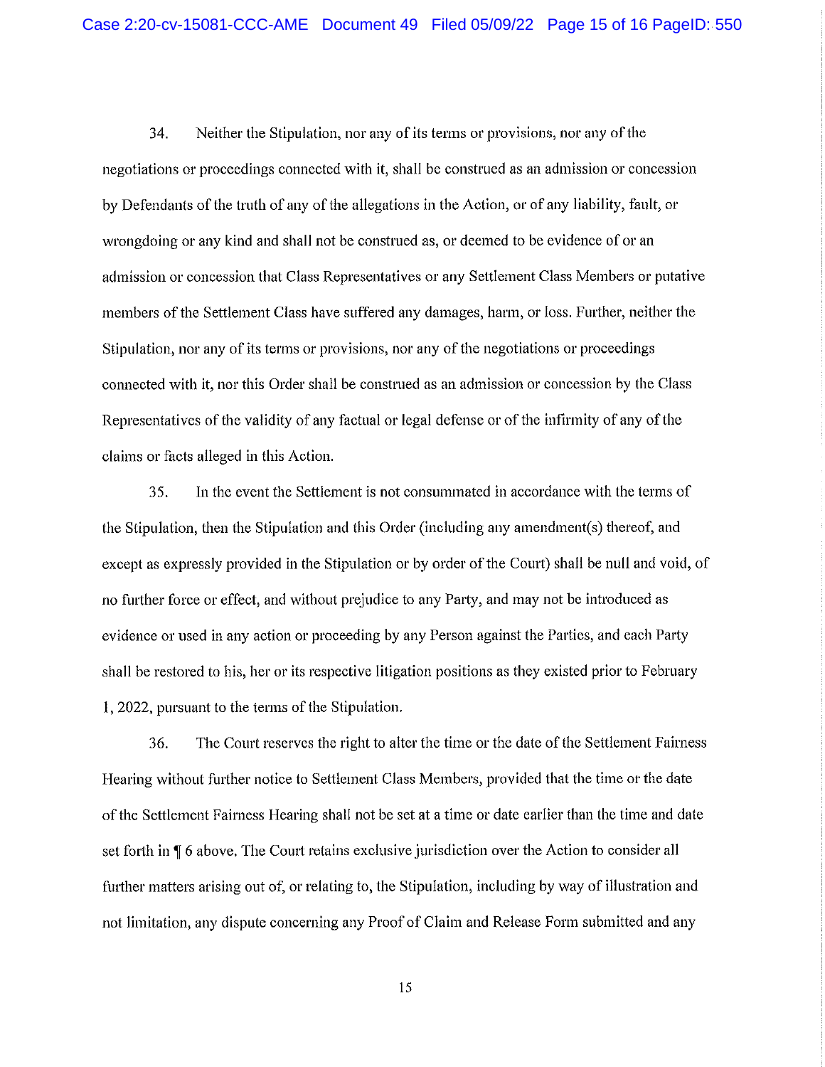34. Neither the Stipulation, nor any of its terms or provisions, nor any of the negotiations or proceedings connected with it, shall be construed as an admission or concession by Defendants of the truth of any of the allegations in the Action, or of any liability, fault, or wrongdoing or any kind and shall not be construed as, or deemed to be evidence of or an admission or concession that Class Representatives or any Settlement Class Members or putative members of the Settlement Class have suffered any damages, harm, or loss. Further, neither the Stipulation, nor any of its terms or provisions, nor any of the negotiations or proceedings connected with it, nor this Order shall be construed as an admission or concession by the Class Representatives of the validity of any factual or legal defense or of the infirmity of any of the claims or facts alleged in this Action.

35. In the event the Settlement is not consummated in accordance with the terms of the Stipulation, then the Stipulation and this Order (including any amendment(s) thereof, and except as expressly provided in the Stipulation or by order of the Court) shall be null and void, of no further force or effect, and without prejudice to any Party, and may not be introduced as evidence or used in any action or proceeding by any Person against the Parties, and each Party shall be restored to his, her or its respective litigation positions as they existed prior to February 1, 2022, pursuant to the terms of the Stipulation.

36. The Court reserves the right to alter the time or the date of the Settlement Fairness Hearing without further notice to Settlement Class Members, provided that the time or the date of the Settlement Fairness Hearing shall not be set at a time or date earlier than the time and date set forth in ¶ 6 above. The Court retains exclusive jurisdiction over the Action to consider all further matters arising out of, or relating to, the Stipulation, including by way of illustration and not limitation, any dispute concerning any Proof of Claim and Release Form submitted and any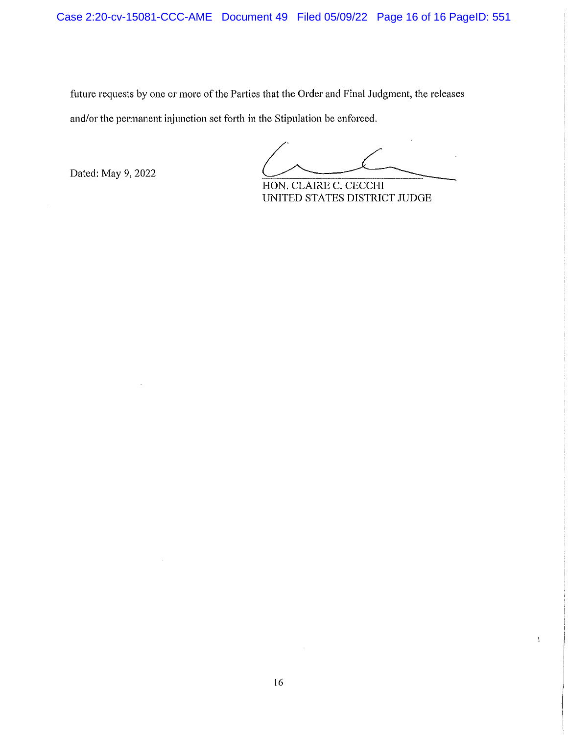future requests by one or more of the Parties that the Order and Final Judgment, the releases and/or the permanent injunction set forth in the Stipulation be enforced.

Dated: May 9, 2022

HON. CLAIRE C. CECCHI
UNITED STATES DISTRICT JUDGE